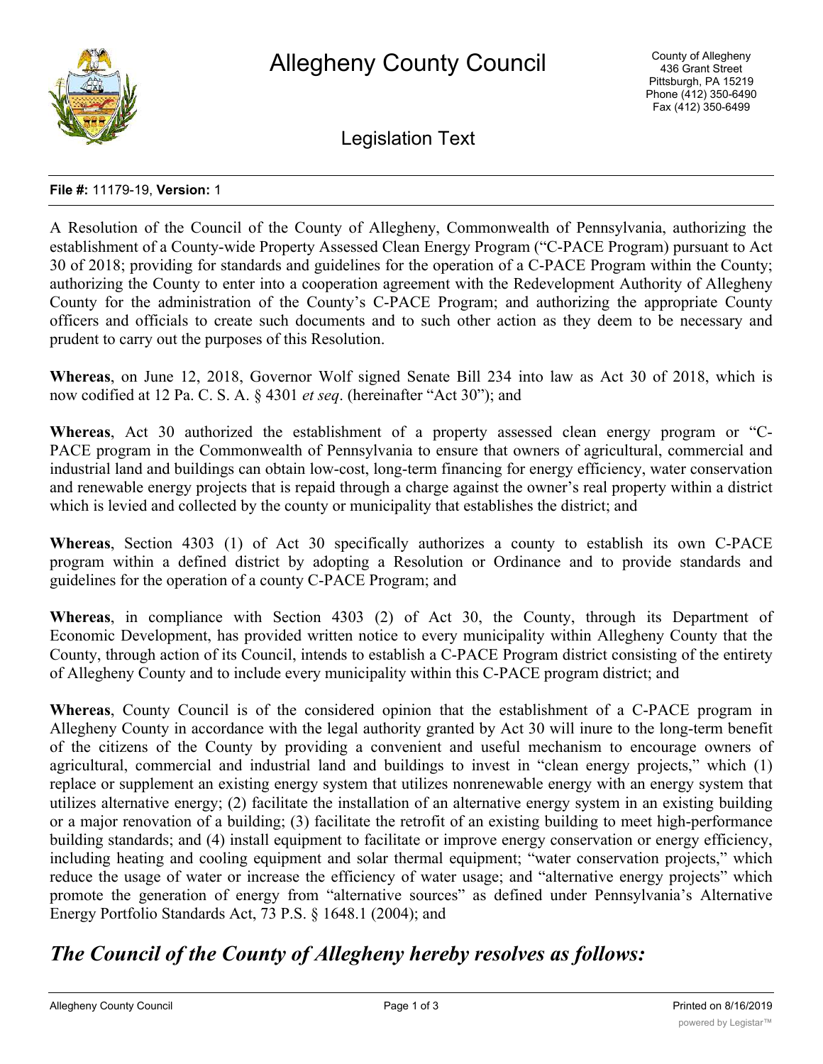# Allegheny County Council

County of Allegheny
436 Grant Street
Pittsburgh, PA 15219
Phone (412) 350-6490
Fax (412) 350-6499

## Legislation Text

**File #:** 11179-19, **Version:** 1

A Resolution of the Council of the County of Allegheny, Commonwealth of Pennsylvania, authorizing the establishment of a County-wide Property Assessed Clean Energy Program ("C-PACE Program) pursuant to Act 30 of 2018; providing for standards and guidelines for the operation of a C-PACE Program within the County; authorizing the County to enter into a cooperation agreement with the Redevelopment Authority of Allegheny County for the administration of the County's C-PACE Program; and authorizing the appropriate County officers and officials to create such documents and to such other action as they deem to be necessary and prudent to carry out the purposes of this Resolution.

**Whereas**, on June 12, 2018, Governor Wolf signed Senate Bill 234 into law as Act 30 of 2018, which is now codified at 12 Pa. C. S. A. § 4301 *et seq*. (hereinafter "Act 30"); and

**Whereas**, Act 30 authorized the establishment of a property assessed clean energy program or "C-PACE program in the Commonwealth of Pennsylvania to ensure that owners of agricultural, commercial and industrial land and buildings can obtain low-cost, long-term financing for energy efficiency, water conservation and renewable energy projects that is repaid through a charge against the owner's real property within a district which is levied and collected by the county or municipality that establishes the district; and

**Whereas**, Section 4303 (1) of Act 30 specifically authorizes a county to establish its own C-PACE program within a defined district by adopting a Resolution or Ordinance and to provide standards and guidelines for the operation of a county C-PACE Program; and

**Whereas**, in compliance with Section 4303 (2) of Act 30, the County, through its Department of Economic Development, has provided written notice to every municipality within Allegheny County that the County, through action of its Council, intends to establish a C-PACE Program district consisting of the entirety of Allegheny County and to include every municipality within this C-PACE program district; and

**Whereas**, County Council is of the considered opinion that the establishment of a C-PACE program in Allegheny County in accordance with the legal authority granted by Act 30 will inure to the long-term benefit of the citizens of the County by providing a convenient and useful mechanism to encourage owners of agricultural, commercial and industrial land and buildings to invest in "clean energy projects," which (1) replace or supplement an existing energy system that utilizes nonrenewable energy with an energy system that utilizes alternative energy; (2) facilitate the installation of an alternative energy system in an existing building or a major renovation of a building; (3) facilitate the retrofit of an existing building to meet high-performance building standards; and (4) install equipment to facilitate or improve energy conservation or energy efficiency, including heating and cooling equipment and solar thermal equipment; "water conservation projects," which reduce the usage of water or increase the efficiency of water usage; and "alternative energy projects" which promote the generation of energy from "alternative sources" as defined under Pennsylvania's Alternative Energy Portfolio Standards Act, 73 P.S. § 1648.1 (2004); and

## *The Council of the County of Allegheny hereby resolves as follows:*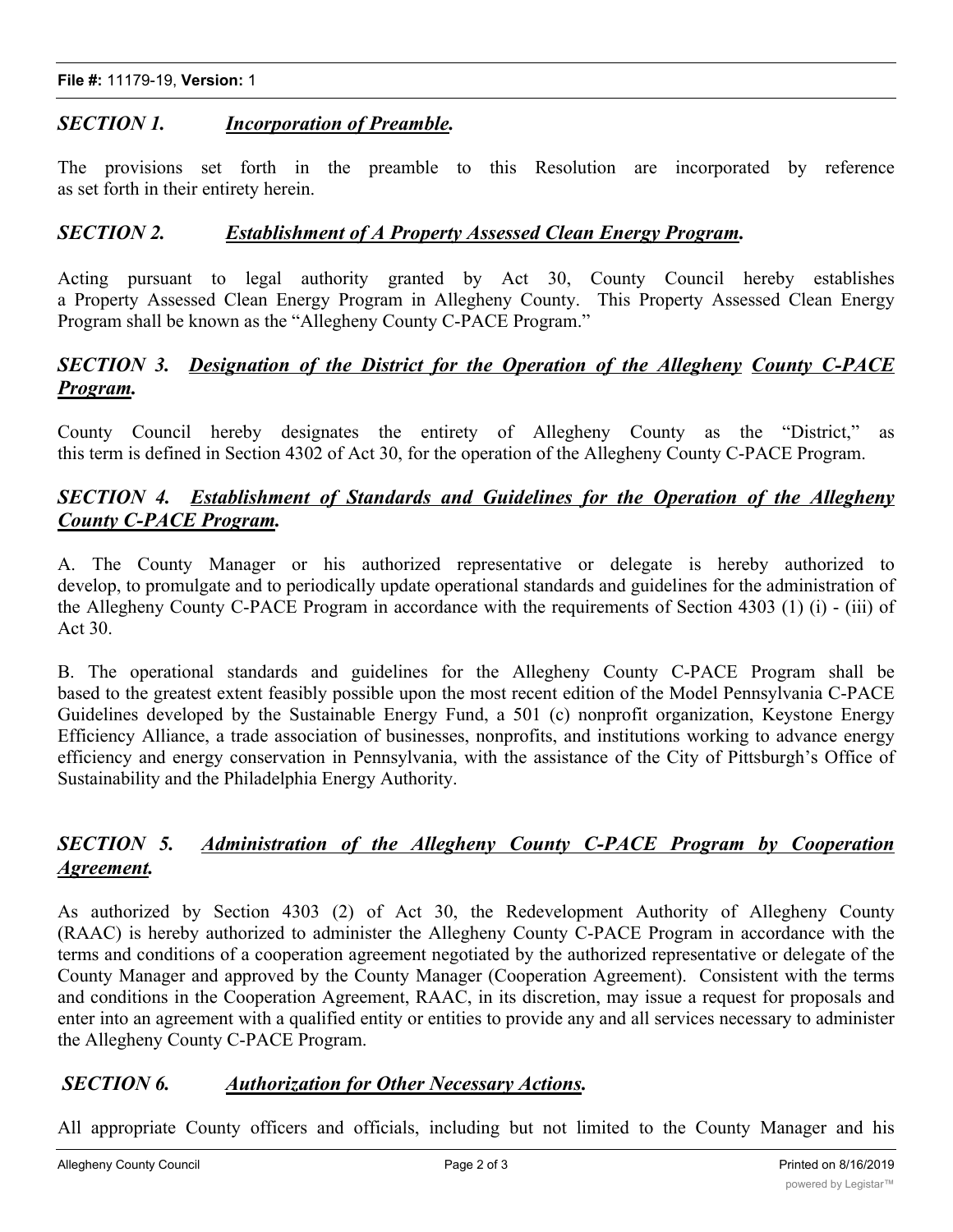### ***SECTION 1. <u>Incorporation of Preamble</u>.***

The provisions set forth in the preamble to this Resolution are incorporated by reference as set forth in their entirety herein.

### ***SECTION 2. <u>Establishment of A Property Assessed Clean Energy Program</u>.***

Acting pursuant to legal authority granted by Act 30, County Council hereby establishes a Property Assessed Clean Energy Program in Allegheny County. This Property Assessed Clean Energy Program shall be known as the "Allegheny County C-PACE Program."

### ***SECTION 3. <u>Designation of the District for the Operation of the Allegheny County C-PACE Program</u>.***

County Council hereby designates the entirety of Allegheny County as the "District," as this term is defined in Section 4302 of Act 30, for the operation of the Allegheny County C-PACE Program.

### ***SECTION 4. <u>Establishment of Standards and Guidelines for the Operation of the Allegheny County C-PACE Program</u>.***

A. The County Manager or his authorized representative or delegate is hereby authorized to develop, to promulgate and to periodically update operational standards and guidelines for the administration of the Allegheny County C-PACE Program in accordance with the requirements of Section 4303 (1) (i) - (iii) of Act 30.

B. The operational standards and guidelines for the Allegheny County C-PACE Program shall be based to the greatest extent feasibly possible upon the most recent edition of the Model Pennsylvania C-PACE Guidelines developed by the Sustainable Energy Fund, a 501 (c) nonprofit organization, Keystone Energy Efficiency Alliance, a trade association of businesses, nonprofits, and institutions working to advance energy efficiency and energy conservation in Pennsylvania, with the assistance of the City of Pittsburgh's Office of Sustainability and the Philadelphia Energy Authority.

### ***SECTION 5. <u>Administration of the Allegheny County C-PACE Program by Cooperation Agreement</u>.***

As authorized by Section 4303 (2) of Act 30, the Redevelopment Authority of Allegheny County (RAAC) is hereby authorized to administer the Allegheny County C-PACE Program in accordance with the terms and conditions of a cooperation agreement negotiated by the authorized representative or delegate of the County Manager and approved by the County Manager (Cooperation Agreement). Consistent with the terms and conditions in the Cooperation Agreement, RAAC, in its discretion, may issue a request for proposals and enter into an agreement with a qualified entity or entities to provide any and all services necessary to administer the Allegheny County C-PACE Program.

### ***SECTION 6. <u>Authorization for Other Necessary Actions</u>.***

All appropriate County officers and officials, including but not limited to the County Manager and his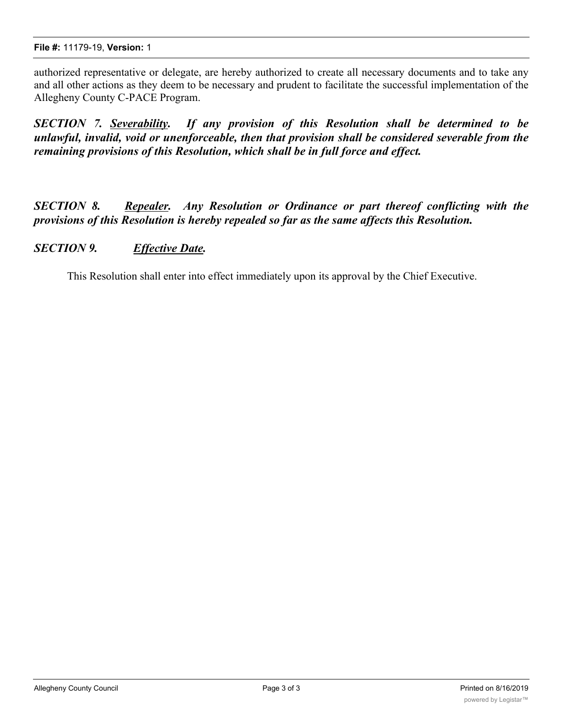authorized representative or delegate, are hereby authorized to create all necessary documents and to take any and all other actions as they deem to be necessary and prudent to facilitate the successful implementation of the Allegheny County C-PACE Program.

***SECTION 7. <u>Severability</u>. If any provision of this Resolution shall be determined to be unlawful, invalid, void or unenforceable, then that provision shall be considered severable from the remaining provisions of this Resolution, which shall be in full force and effect.***

***SECTION 8. <u>Repealer</u>. Any Resolution or Ordinance or part thereof conflicting with the provisions of this Resolution is hereby repealed so far as the same affects this Resolution.***

***SECTION 9. <u>Effective Date</u>.***

This Resolution shall enter into effect immediately upon its approval by the Chief Executive.